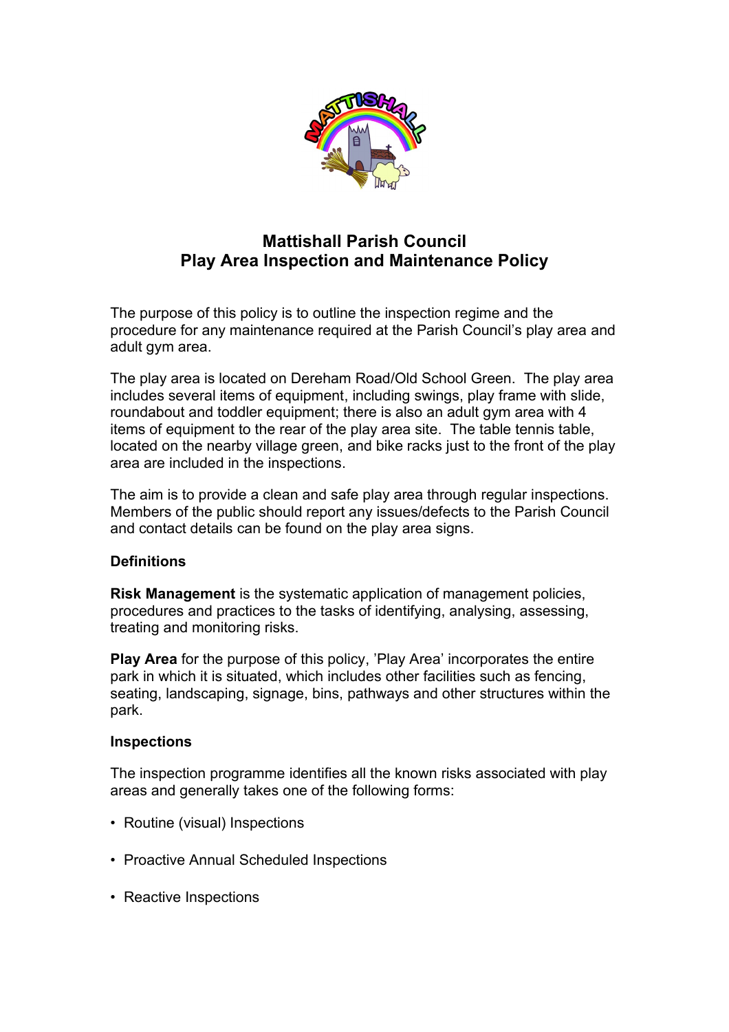# Mattishall Parish Council
# Play Area Inspection and Maintenance Policy

The purpose of this policy is to outline the inspection regime and the procedure for any maintenance required at the Parish Council's play area and adult gym area.

The play area is located on Dereham Road/Old School Green. The play area includes several items of equipment, including swings, play frame with slide, roundabout and toddler equipment; there is also an adult gym area with 4 items of equipment to the rear of the play area site. The table tennis table, located on the nearby village green, and bike racks just to the front of the play area are included in the inspections.

The aim is to provide a clean and safe play area through regular inspections. Members of the public should report any issues/defects to the Parish Council and contact details can be found on the play area signs.

### Definitions

**Risk Management** is the systematic application of management policies, procedures and practices to the tasks of identifying, analysing, assessing, treating and monitoring risks.

**Play Area** for the purpose of this policy, 'Play Area' incorporates the entire park in which it is situated, which includes other facilities such as fencing, seating, landscaping, signage, bins, pathways and other structures within the park.

### Inspections

The inspection programme identifies all the known risks associated with play areas and generally takes one of the following forms:

- Routine (visual) Inspections
- Proactive Annual Scheduled Inspections
- Reactive Inspections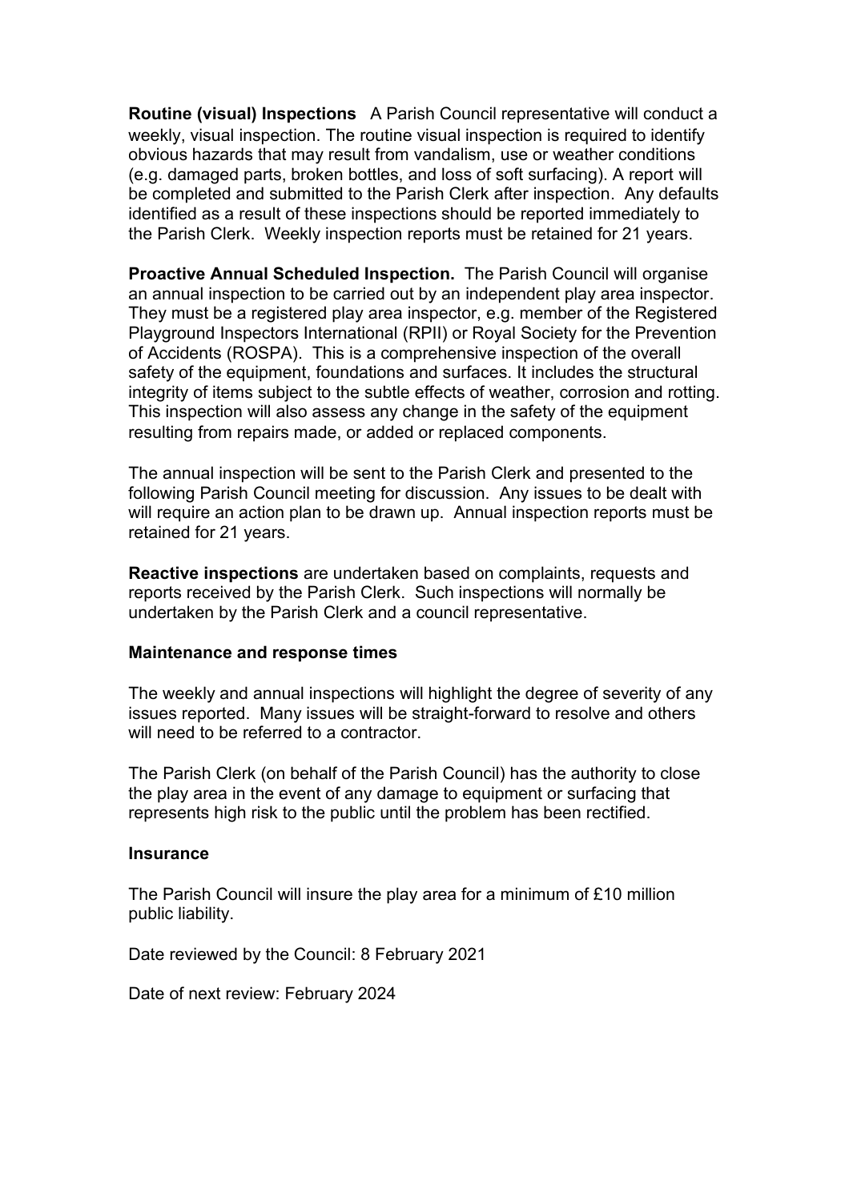**Routine (visual) Inspections** A Parish Council representative will conduct a weekly, visual inspection. The routine visual inspection is required to identify obvious hazards that may result from vandalism, use or weather conditions (e.g. damaged parts, broken bottles, and loss of soft surfacing). A report will be completed and submitted to the Parish Clerk after inspection. Any defaults identified as a result of these inspections should be reported immediately to the Parish Clerk. Weekly inspection reports must be retained for 21 years.

**Proactive Annual Scheduled Inspection.** The Parish Council will organise an annual inspection to be carried out by an independent play area inspector. They must be a registered play area inspector, e.g. member of the Registered Playground Inspectors International (RPII) or Royal Society for the Prevention of Accidents (ROSPA). This is a comprehensive inspection of the overall safety of the equipment, foundations and surfaces. It includes the structural integrity of items subject to the subtle effects of weather, corrosion and rotting. This inspection will also assess any change in the safety of the equipment resulting from repairs made, or added or replaced components.

The annual inspection will be sent to the Parish Clerk and presented to the following Parish Council meeting for discussion. Any issues to be dealt with will require an action plan to be drawn up. Annual inspection reports must be retained for 21 years.

**Reactive inspections** are undertaken based on complaints, requests and reports received by the Parish Clerk. Such inspections will normally be undertaken by the Parish Clerk and a council representative.

**Maintenance and response times**

The weekly and annual inspections will highlight the degree of severity of any issues reported. Many issues will be straight-forward to resolve and others will need to be referred to a contractor.

The Parish Clerk (on behalf of the Parish Council) has the authority to close the play area in the event of any damage to equipment or surfacing that represents high risk to the public until the problem has been rectified.

**Insurance**

The Parish Council will insure the play area for a minimum of £10 million public liability.

Date reviewed by the Council: 8 February 2021

Date of next review: February 2024